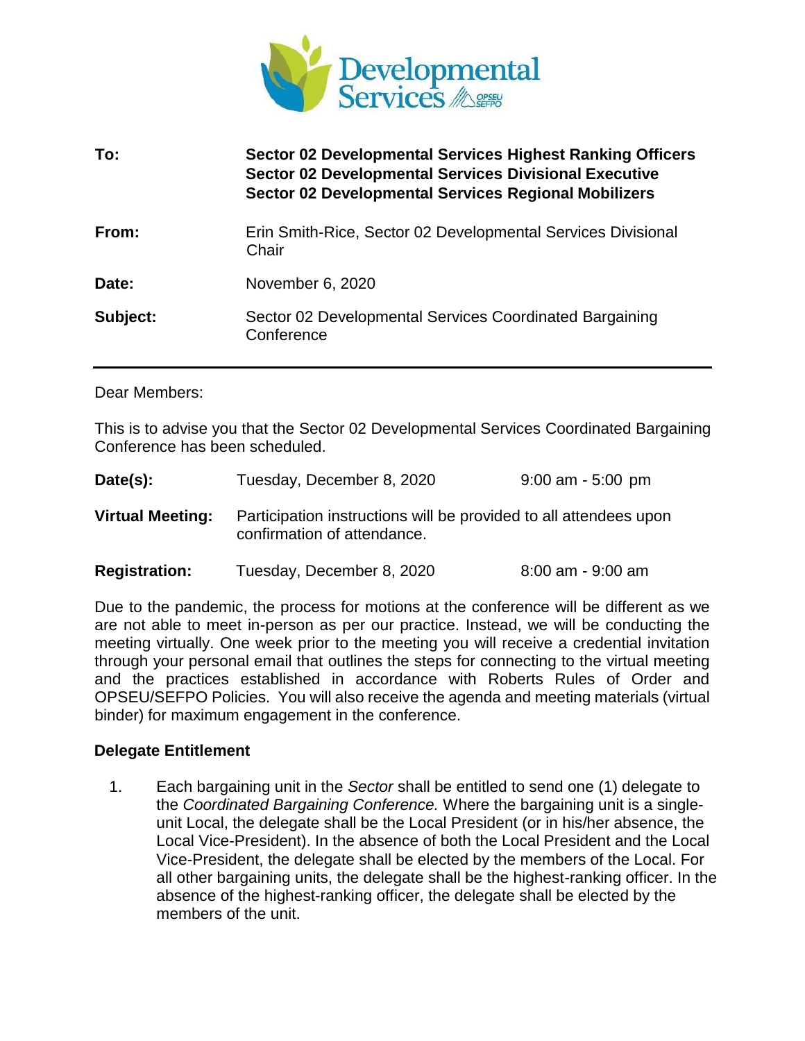Developmental Services OPSEU SEFPO

| | |
|---|---|
| **To:** | **Sector 02 Developmental Services Highest Ranking Officers**<br>**Sector 02 Developmental Services Divisional Executive**<br>**Sector 02 Developmental Services Regional Mobilizers** |
| **From:** | Erin Smith-Rice, Sector 02 Developmental Services Divisional Chair |
| **Date:** | November 6, 2020 |
| **Subject:** | Sector 02 Developmental Services Coordinated Bargaining Conference |

---

Dear Members:

This is to advise you that the Sector 02 Developmental Services Coordinated Bargaining Conference has been scheduled.

| | | |
|---|---|---|
| **Date(s):** | Tuesday, December 8, 2020 | 9:00 am - 5:00 pm |
| **Virtual Meeting:** | Participation instructions will be provided to all attendees upon confirmation of attendance. | |
| **Registration:** | Tuesday, December 8, 2020 | 8:00 am - 9:00 am |

Due to the pandemic, the process for motions at the conference will be different as we are not able to meet in-person as per our practice. Instead, we will be conducting the meeting virtually. One week prior to the meeting you will receive a credential invitation through your personal email that outlines the steps for connecting to the virtual meeting and the practices established in accordance with Roberts Rules of Order and OPSEU/SEFPO Policies. You will also receive the agenda and meeting materials (virtual binder) for maximum engagement in the conference.

### Delegate Entitlement

1. Each bargaining unit in the *Sector* shall be entitled to send one (1) delegate to the *Coordinated Bargaining Conference.* Where the bargaining unit is a single-unit Local, the delegate shall be the Local President (or in his/her absence, the Local Vice-President). In the absence of both the Local President and the Local Vice-President, the delegate shall be elected by the members of the Local. For all other bargaining units, the delegate shall be the highest-ranking officer. In the absence of the highest-ranking officer, the delegate shall be elected by the members of the unit.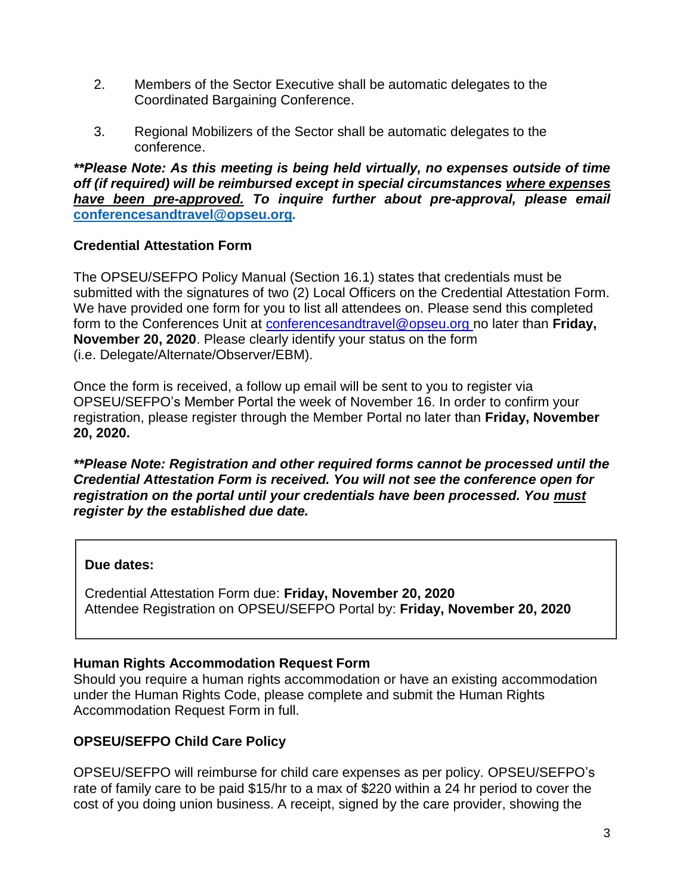2. Members of the Sector Executive shall be automatic delegates to the Coordinated Bargaining Conference.

3. Regional Mobilizers of the Sector shall be automatic delegates to the conference.

***\*Please Note: As this meeting is being held virtually, no expenses outside of time off (if required) will be reimbursed except in special circumstances <u>where expenses have been pre-approved.</u> To inquire further about pre-approval, please email [conferencesandtravel@opseu.org](mailto:conferencesandtravel@opseu.org).***

**Credential Attestation Form**

The OPSEU/SEFPO Policy Manual (Section 16.1) states that credentials must be submitted with the signatures of two (2) Local Officers on the Credential Attestation Form. We have provided one form for you to list all attendees on. Please send this completed form to the Conferences Unit at [conferencesandtravel@opseu.org](mailto:conferencesandtravel@opseu.org) no later than **Friday, November 20, 2020**. Please clearly identify your status on the form (i.e. Delegate/Alternate/Observer/EBM).

Once the form is received, a follow up email will be sent to you to register via OPSEU/SEFPO's Member Portal the week of November 16. In order to confirm your registration, please register through the Member Portal no later than **Friday, November 20, 2020.**

***\*Please Note: Registration and other required forms cannot be processed until the Credential Attestation Form is received. You will not see the conference open for registration on the portal until your credentials have been processed. You <u>must</u> register by the established due date.***

**Due dates:**

Credential Attestation Form due: **Friday, November 20, 2020**
Attendee Registration on OPSEU/SEFPO Portal by: **Friday, November 20, 2020**

**Human Rights Accommodation Request Form**

Should you require a human rights accommodation or have an existing accommodation under the Human Rights Code, please complete and submit the Human Rights Accommodation Request Form in full.

**OPSEU/SEFPO Child Care Policy**

OPSEU/SEFPO will reimburse for child care expenses as per policy. OPSEU/SEFPO's rate of family care to be paid $15/hr to a max of $220 within a 24 hr period to cover the cost of you doing union business. A receipt, signed by the care provider, showing the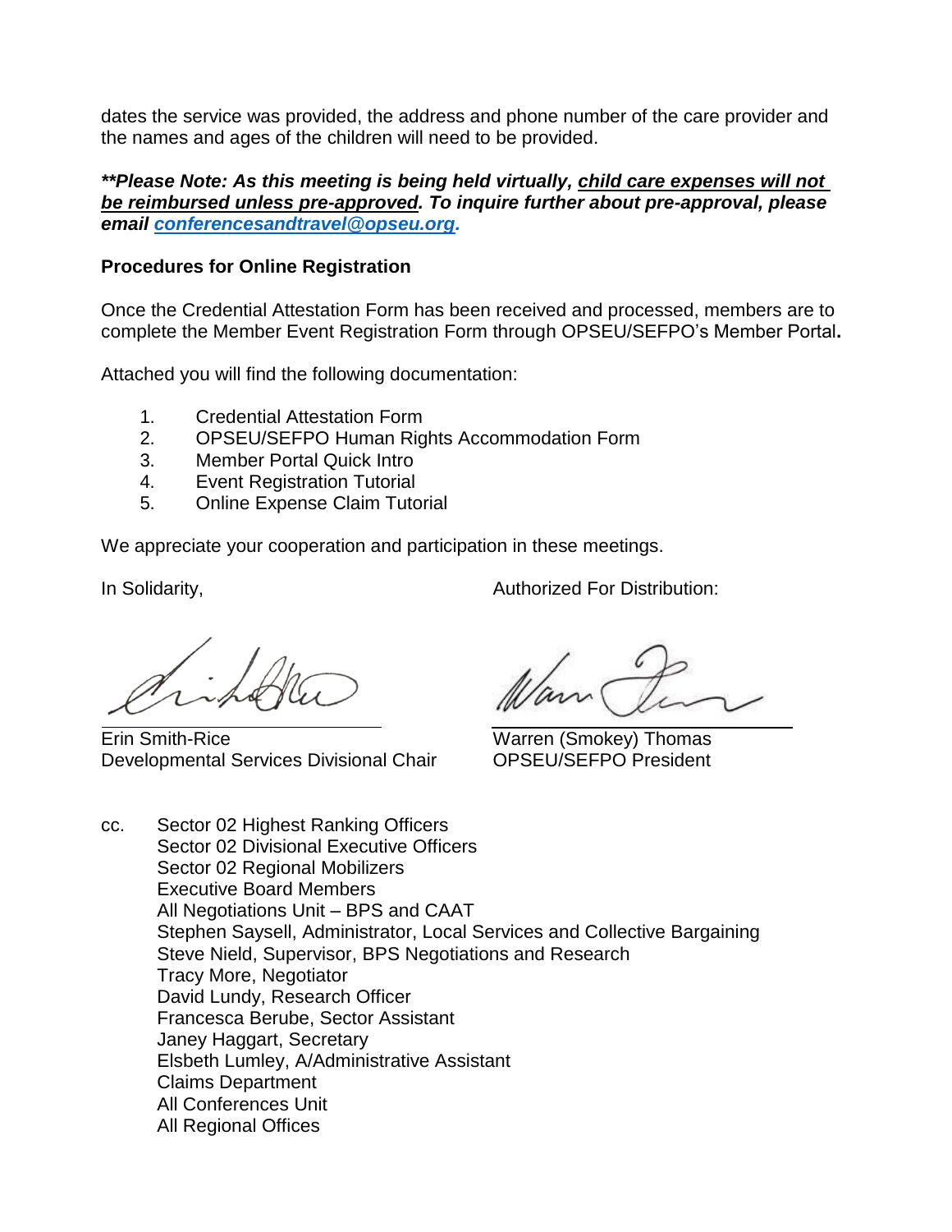dates the service was provided, the address and phone number of the care provider and the names and ages of the children will need to be provided.

***\*Please Note: As this meeting is being held virtually, <u>child care expenses will not be reimbursed unless pre-approved</u>. To inquire further about pre-approval, please email [conferencesandtravel@opseu.org](mailto:conferencesandtravel@opseu.org).***

**Procedures for Online Registration**

Once the Credential Attestation Form has been received and processed, members are to complete the Member Event Registration Form through OPSEU/SEFPO's Member Portal**.**

Attached you will find the following documentation:

1. Credential Attestation Form
2. OPSEU/SEFPO Human Rights Accommodation Form
3. Member Portal Quick Intro
4. Event Registration Tutorial
5. Online Expense Claim Tutorial

We appreciate your cooperation and participation in these meetings.

In Solidarity,

Erin Smith-Rice
Developmental Services Divisional Chair

Authorized For Distribution:

Warren (Smokey) Thomas
OPSEU/SEFPO President

cc. Sector 02 Highest Ranking Officers
Sector 02 Divisional Executive Officers
Sector 02 Regional Mobilizers
Executive Board Members
All Negotiations Unit – BPS and CAAT
Stephen Saysell, Administrator, Local Services and Collective Bargaining
Steve Nield, Supervisor, BPS Negotiations and Research
Tracy More, Negotiator
David Lundy, Research Officer
Francesca Berube, Sector Assistant
Janey Haggart, Secretary
Elsbeth Lumley, A/Administrative Assistant
Claims Department
All Conferences Unit
All Regional Offices